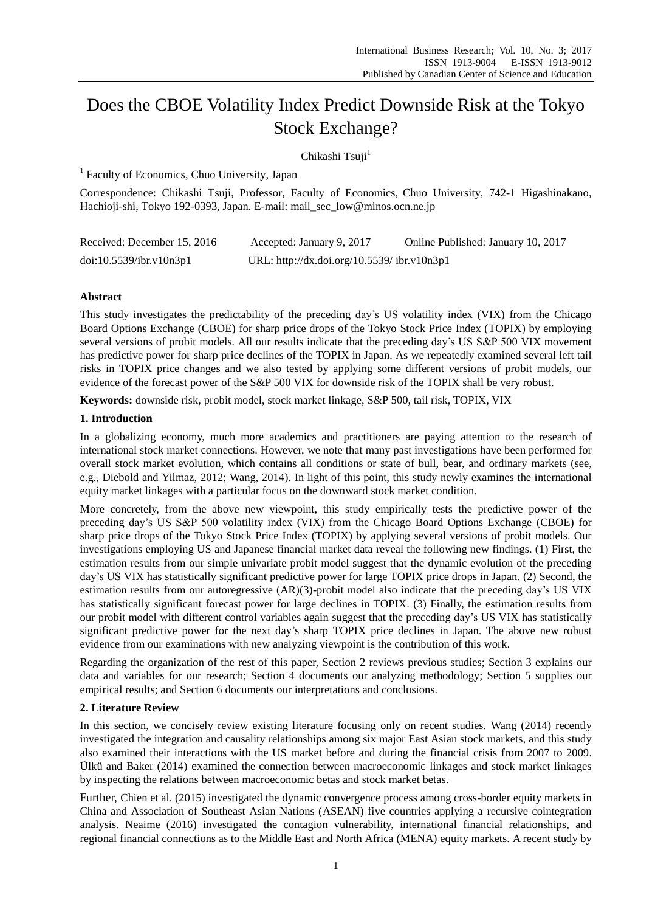# Does the CBOE Volatility Index Predict Downside Risk at the Tokyo Stock Exchange?

Chikashi Tsuji[1]

[1] Faculty of Economics, Chuo University, Japan

Correspondence: Chikashi Tsuji, Professor, Faculty of Economics, Chuo University, 742-1 Higashinakano, Hachioji-shi, Tokyo 192-0393, Japan. E-mail: mail_sec_low@minos.ocn.ne.jp

Received: December 15, 2016    Accepted: January 9, 2017    Online Published: January 10, 2017

doi:10.5539/ibr.v10n3p1    URL: http://dx.doi.org/10.5539/ ibr.v10n3p1

**Abstract**

This study investigates the predictability of the preceding day's US volatility index (VIX) from the Chicago Board Options Exchange (CBOE) for sharp price drops of the Tokyo Stock Price Index (TOPIX) by employing several versions of probit models. All our results indicate that the preceding day's US S&P 500 VIX movement has predictive power for sharp price declines of the TOPIX in Japan. As we repeatedly examined several left tail risks in TOPIX price changes and we also tested by applying some different versions of probit models, our evidence of the forecast power of the S&P 500 VIX for downside risk of the TOPIX shall be very robust.

**Keywords:** downside risk, probit model, stock market linkage, S&P 500, tail risk, TOPIX, VIX

## 1. Introduction

In a globalizing economy, much more academics and practitioners are paying attention to the research of international stock market connections. However, we note that many past investigations have been performed for overall stock market evolution, which contains all conditions or state of bull, bear, and ordinary markets (see, e.g., Diebold and Yilmaz, 2012; Wang, 2014). In light of this point, this study newly examines the international equity market linkages with a particular focus on the downward stock market condition.

More concretely, from the above new viewpoint, this study empirically tests the predictive power of the preceding day's US S&P 500 volatility index (VIX) from the Chicago Board Options Exchange (CBOE) for sharp price drops of the Tokyo Stock Price Index (TOPIX) by applying several versions of probit models. Our investigations employing US and Japanese financial market data reveal the following new findings. (1) First, the estimation results from our simple univariate probit model suggest that the dynamic evolution of the preceding day's US VIX has statistically significant predictive power for large TOPIX price drops in Japan. (2) Second, the estimation results from our autoregressive (AR)(3)-probit model also indicate that the preceding day's US VIX has statistically significant forecast power for large declines in TOPIX. (3) Finally, the estimation results from our probit model with different control variables again suggest that the preceding day's US VIX has statistically significant predictive power for the next day's sharp TOPIX price declines in Japan. The above new robust evidence from our examinations with new analyzing viewpoint is the contribution of this work.

Regarding the organization of the rest of this paper, Section 2 reviews previous studies; Section 3 explains our data and variables for our research; Section 4 documents our analyzing methodology; Section 5 supplies our empirical results; and Section 6 documents our interpretations and conclusions.

## 2. Literature Review

In this section, we concisely review existing literature focusing only on recent studies. Wang (2014) recently investigated the integration and causality relationships among six major East Asian stock markets, and this study also examined their interactions with the US market before and during the financial crisis from 2007 to 2009. Ülkü and Baker (2014) examined the connection between macroeconomic linkages and stock market linkages by inspecting the relations between macroeconomic betas and stock market betas.

Further, Chien et al. (2015) investigated the dynamic convergence process among cross-border equity markets in China and Association of Southeast Asian Nations (ASEAN) five countries applying a recursive cointegration analysis. Neaime (2016) investigated the contagion vulnerability, international financial relationships, and regional financial connections as to the Middle East and North Africa (MENA) equity markets. A recent study by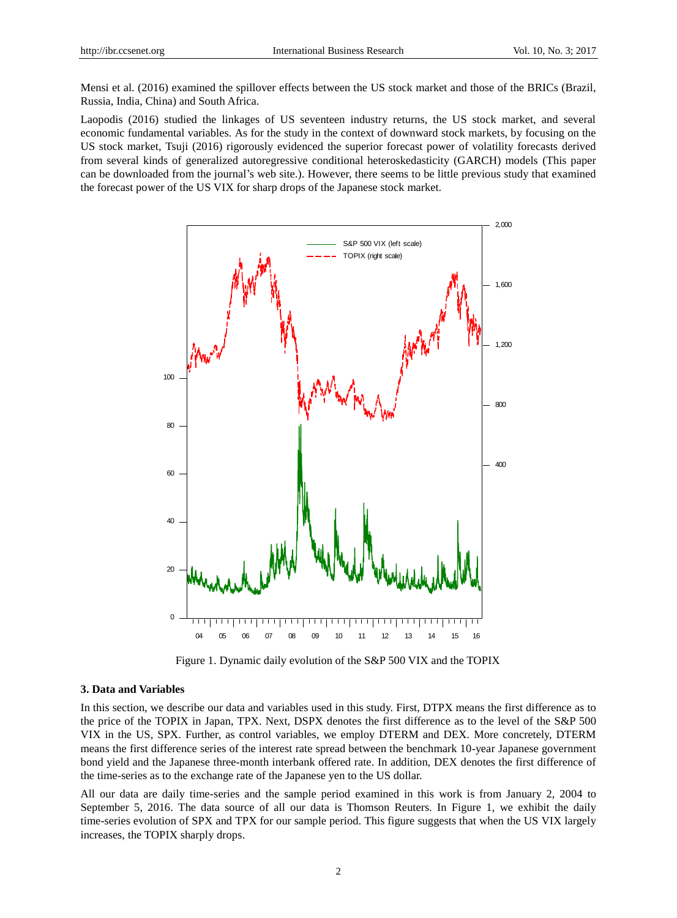Mensi et al. (2016) examined the spillover effects between the US stock market and those of the BRICs (Brazil, Russia, India, China) and South Africa.

Laopodis (2016) studied the linkages of US seventeen industry returns, the US stock market, and several economic fundamental variables. As for the study in the context of downward stock markets, by focusing on the US stock market, Tsuji (2016) rigorously evidenced the superior forecast power of volatility forecasts derived from several kinds of generalized autoregressive conditional heteroskedasticity (GARCH) models (This paper can be downloaded from the journal's web site.). However, there seems to be little previous study that examined the forecast power of the US VIX for sharp drops of the Japanese stock market.

Figure 1. Dynamic daily evolution of the S&P 500 VIX and the TOPIX

## 3. Data and Variables

In this section, we describe our data and variables used in this study. First, DTPX means the first difference as to the price of the TOPIX in Japan, TPX. Next, DSPX denotes the first difference as to the level of the S&P 500 VIX in the US, SPX. Further, as control variables, we employ DTERM and DEX. More concretely, DTERM means the first difference series of the interest rate spread between the benchmark 10-year Japanese government bond yield and the Japanese three-month interbank offered rate. In addition, DEX denotes the first difference of the time-series as to the exchange rate of the Japanese yen to the US dollar.

All our data are daily time-series and the sample period examined in this work is from January 2, 2004 to September 5, 2016. The data source of all our data is Thomson Reuters. In Figure 1, we exhibit the daily time-series evolution of SPX and TPX for our sample period. This figure suggests that when the US VIX largely increases, the TOPIX sharply drops.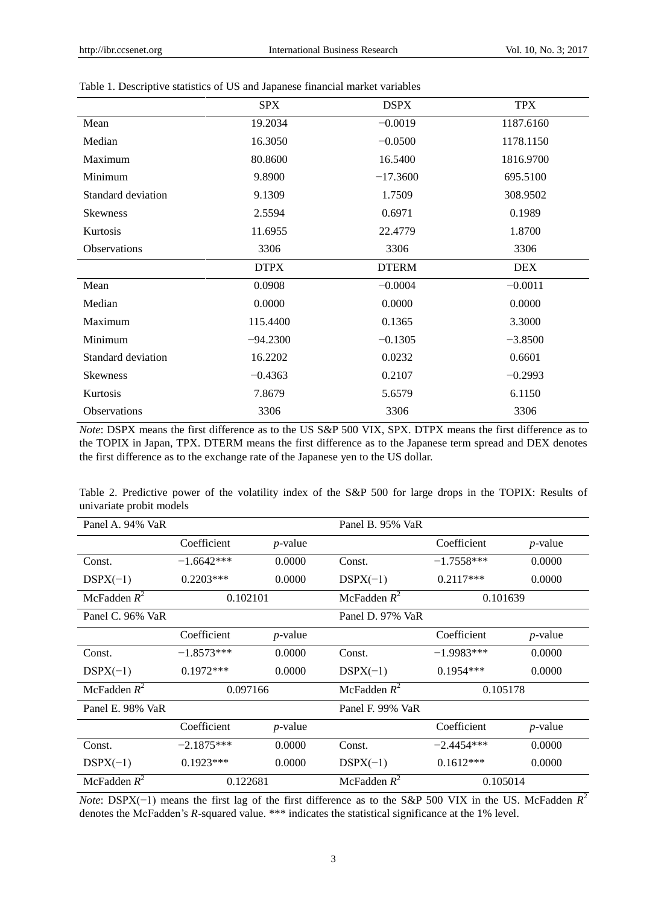Table 1. Descriptive statistics of US and Japanese financial market variables

| | SPX | DSPX | TPX |
|---|---|---|---|
| Mean | 19.2034 | −0.0019 | 1187.6160 |
| Median | 16.3050 | −0.0500 | 1178.1150 |
| Maximum | 80.8600 | 16.5400 | 1816.9700 |
| Minimum | 9.8900 | −17.3600 | 695.5100 |
| Standard deviation | 9.1309 | 1.7509 | 308.9502 |
| Skewness | 2.5594 | 0.6971 | 0.1989 |
| Kurtosis | 11.6955 | 22.4779 | 1.8700 |
| Observations | 3306 | 3306 | 3306 |
| | DTPX | DTERM | DEX |
| Mean | 0.0908 | −0.0004 | −0.0011 |
| Median | 0.0000 | 0.0000 | 0.0000 |
| Maximum | 115.4400 | 0.1365 | 3.3000 |
| Minimum | −94.2300 | −0.1305 | −3.8500 |
| Standard deviation | 16.2202 | 0.0232 | 0.6601 |
| Skewness | −0.4363 | 0.2107 | −0.2993 |
| Kurtosis | 7.8679 | 5.6579 | 6.1150 |
| Observations | 3306 | 3306 | 3306 |

*Note*: DSPX means the first difference as to the US S&P 500 VIX, SPX. DTPX means the first difference as to the TOPIX in Japan, TPX. DTERM means the first difference as to the Japanese term spread and DEX denotes the first difference as to the exchange rate of the Japanese yen to the US dollar.

Table 2. Predictive power of the volatility index of the S&P 500 for large drops in the TOPIX: Results of univariate probit models

| Panel A. 94% VaR | | | Panel B. 95% VaR | | |
|---|---|---|---|---|---|
| | Coefficient | *p*-value | | Coefficient | *p*-value |
| Const. | −1.6642*** | 0.0000 | Const. | −1.7558*** | 0.0000 |
| DSPX(−1) | 0.2203*** | 0.0000 | DSPX(−1) | 0.2117*** | 0.0000 |
| McFadden $R^2$ | 0.102101 | | McFadden $R^2$ | 0.101639 | |
| **Panel C. 96% VaR** | | | **Panel D. 97% VaR** | | |
| | Coefficient | *p*-value | | Coefficient | *p*-value |
| Const. | −1.8573*** | 0.0000 | Const. | −1.9983*** | 0.0000 |
| DSPX(−1) | 0.1972*** | 0.0000 | DSPX(−1) | 0.1954*** | 0.0000 |
| McFadden $R^2$ | 0.097166 | | McFadden $R^2$ | 0.105178 | |
| **Panel E. 98% VaR** | | | **Panel F. 99% VaR** | | |
| | Coefficient | *p*-value | | Coefficient | *p*-value |
| Const. | −2.1875*** | 0.0000 | Const. | −2.4454*** | 0.0000 |
| DSPX(−1) | 0.1923*** | 0.0000 | DSPX(−1) | 0.1612*** | 0.0000 |
| McFadden $R^2$ | 0.122681 | | McFadden $R^2$ | 0.105014 | |

*Note*: DSPX(−1) means the first lag of the first difference as to the S&P 500 VIX in the US. McFadden $R^2$ denotes the McFadden's *R*-squared value. *** indicates the statistical significance at the 1% level.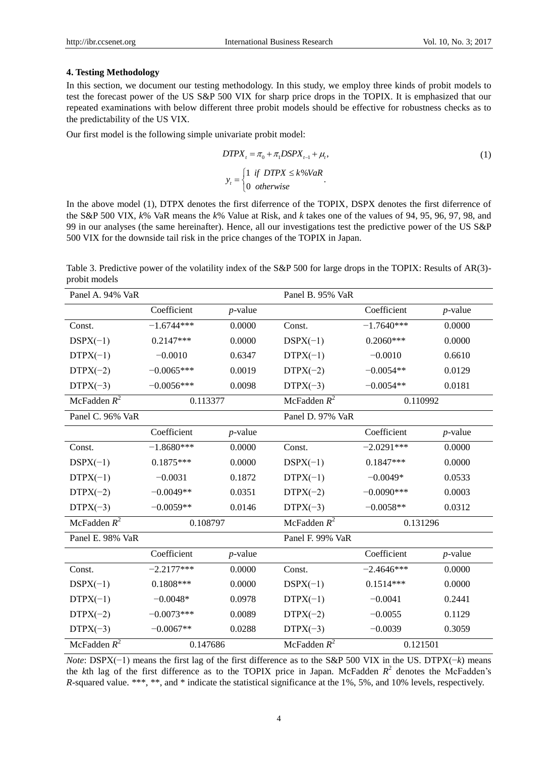### 4. Testing Methodology

In this section, we document our testing methodology. In this study, we employ three kinds of probit models to test the forecast power of the US S&P 500 VIX for sharp price drops in the TOPIX. It is emphasized that our repeated examinations with below different three probit models should be effective for robustness checks as to the predictability of the US VIX.

Our first model is the following simple univariate probit model:

$$DTPX_t = \pi_0 + \pi_1 DSPX_{t-1} + \mu_t, \tag{1}$$

$$y_t = \begin{cases} 1 & if\ \ DTPX \le k\%VaR \\ 0 & otherwise \end{cases}.$$

In the above model (1), DTPX denotes the first diferrence of the TOPIX, DSPX denotes the first diferrence of the S&P 500 VIX, $k$% VaR means the $k$% Value at Risk, and $k$ takes one of the values of 94, 95, 96, 97, 98, and 99 in our analyses (the same hereinafter). Hence, all our investigations test the predictive power of the US S&P 500 VIX for the downside tail risk in the price changes of the TOPIX in Japan.

Table 3. Predictive power of the volatility index of the S&P 500 for large drops in the TOPIX: Results of AR(3)-probit models

| Panel A. 94% VaR | | | Panel B. 95% VaR | | |
|---|---|---|---|---|---|
| | Coefficient | *p*-value | | Coefficient | *p*-value |
| Const. | −1.6744*** | 0.0000 | Const. | −1.7640*** | 0.0000 |
| DSPX(−1) | 0.2147*** | 0.0000 | DSPX(−1) | 0.2060*** | 0.0000 |
| DTPX(−1) | −0.0010 | 0.6347 | DTPX(−1) | −0.0010 | 0.6610 |
| DTPX(−2) | −0.0065*** | 0.0019 | DTPX(−2) | −0.0054** | 0.0129 |
| DTPX(−3) | −0.0056*** | 0.0098 | DTPX(−3) | −0.0054** | 0.0181 |
| McFadden $R^2$ | 0.113377 | | McFadden $R^2$ | 0.110992 | |
| **Panel C. 96% VaR** | | | **Panel D. 97% VaR** | | |
| | Coefficient | *p*-value | | Coefficient | *p*-value |
| Const. | −1.8680*** | 0.0000 | Const. | −2.0291*** | 0.0000 |
| DSPX(−1) | 0.1875*** | 0.0000 | DSPX(−1) | 0.1847*** | 0.0000 |
| DTPX(−1) | −0.0031 | 0.1872 | DTPX(−1) | −0.0049* | 0.0533 |
| DTPX(−2) | −0.0049** | 0.0351 | DTPX(−2) | −0.0090*** | 0.0003 |
| DTPX(−3) | −0.0059** | 0.0146 | DTPX(−3) | −0.0058** | 0.0312 |
| McFadden $R^2$ | 0.108797 | | McFadden $R^2$ | 0.131296 | |
| **Panel E. 98% VaR** | | | **Panel F. 99% VaR** | | |
| | Coefficient | *p*-value | | Coefficient | *p*-value |
| Const. | −2.2177*** | 0.0000 | Const. | −2.4646*** | 0.0000 |
| DSPX(−1) | 0.1808*** | 0.0000 | DSPX(−1) | 0.1514*** | 0.0000 |
| DTPX(−1) | −0.0048* | 0.0978 | DTPX(−1) | −0.0041 | 0.2441 |
| DTPX(−2) | −0.0073*** | 0.0089 | DTPX(−2) | −0.0055 | 0.1129 |
| DTPX(−3) | −0.0067** | 0.0288 | DTPX(−3) | −0.0039 | 0.3059 |
| McFadden $R^2$ | 0.147686 | | McFadden $R^2$ | 0.121501 | |

*Note*: DSPX(−1) means the first lag of the first difference as to the S&P 500 VIX in the US. DTPX(−$k$) means the $k$th lag of the first difference as to the TOPIX price in Japan. McFadden $R^2$ denotes the McFadden's $R$-squared value. ***, **, and * indicate the statistical significance at the 1%, 5%, and 10% levels, respectively.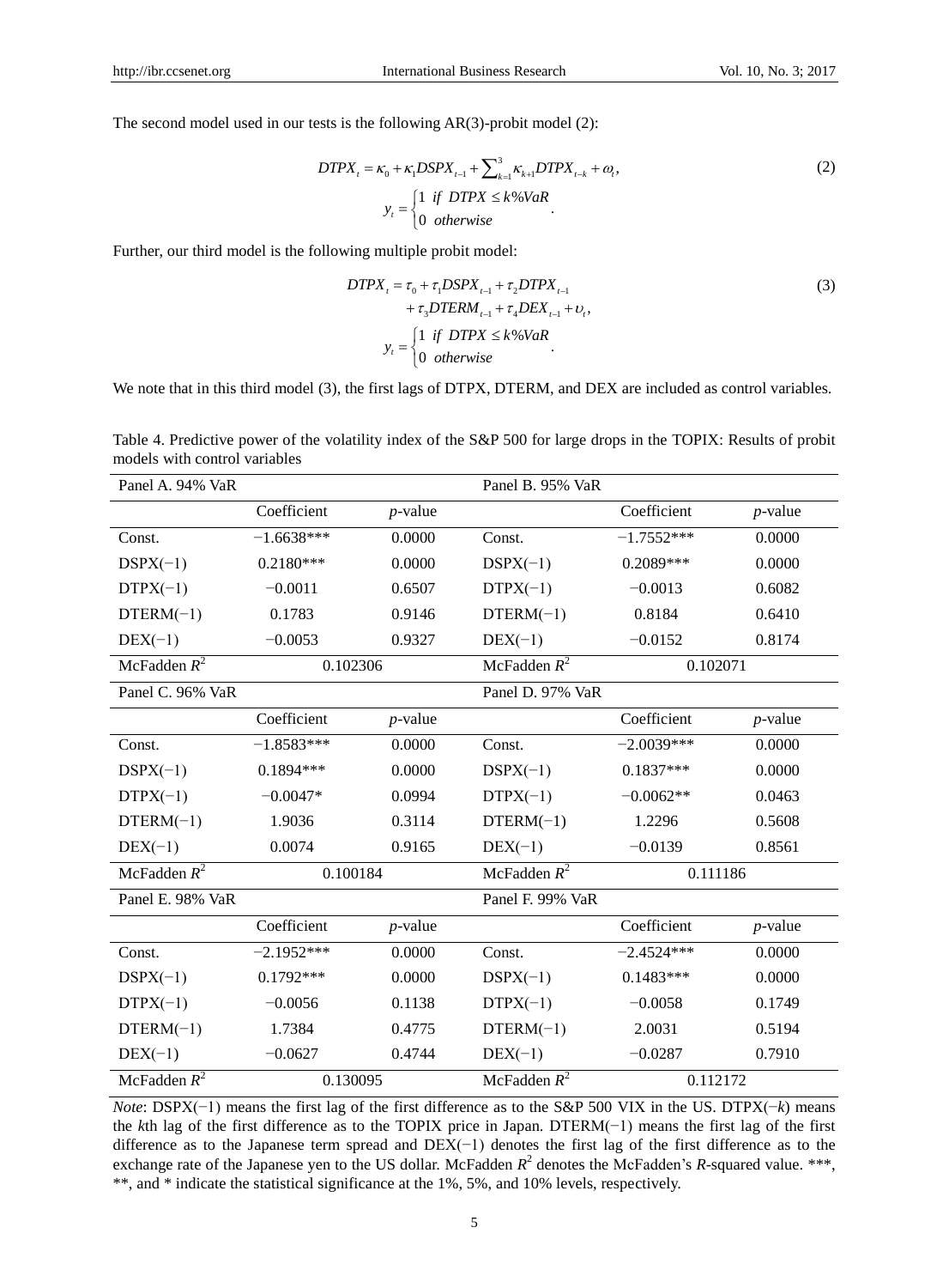The second model used in our tests is the following AR(3)-probit model (2):

$$DTPX_t = \kappa_0 + \kappa_1 DSPX_{t-1} + \sum_{k=1}^{3} \kappa_{k+1} DTPX_{t-k} + \omega_t, \tag{2}$$

$$y_t = \begin{cases} 1 & if \ DTPX \le k\%VaR \\ 0 & otherwise \end{cases}.$$

Further, our third model is the following multiple probit model:

$$\begin{aligned} DTPX_t = & \tau_0 + \tau_1 DSPX_{t-1} + \tau_2 DTPX_{t-1} \\ & + \tau_3 DTERM_{t-1} + \tau_4 DEX_{t-1} + \upsilon_t, \end{aligned} \tag{3}$$

$$y_t = \begin{cases} 1 & if \ DTPX \le k\%VaR \\ 0 & otherwise \end{cases}.$$

We note that in this third model (3), the first lags of DTPX, DTERM, and DEX are included as control variables.

Table 4. Predictive power of the volatility index of the S&P 500 for large drops in the TOPIX: Results of probit models with control variables

| Panel A. 94% VaR | | | Panel B. 95% VaR | | |
|---|---|---|---|---|---|
| | Coefficient | *p*-value | | Coefficient | *p*-value |
| Const. | −1.6638*** | 0.0000 | Const. | −1.7552*** | 0.0000 |
| DSPX(−1) | 0.2180*** | 0.0000 | DSPX(−1) | 0.2089*** | 0.0000 |
| DTPX(−1) | −0.0011 | 0.6507 | DTPX(−1) | −0.0013 | 0.6082 |
| DTERM(−1) | 0.1783 | 0.9146 | DTERM(−1) | 0.8184 | 0.6410 |
| DEX(−1) | −0.0053 | 0.9327 | DEX(−1) | −0.0152 | 0.8174 |
| McFadden $R^2$ | 0.102306 | | McFadden $R^2$ | 0.102071 | |
| **Panel C. 96% VaR** | | | **Panel D. 97% VaR** | | |
| | Coefficient | *p*-value | | Coefficient | *p*-value |
| Const. | −1.8583*** | 0.0000 | Const. | −2.0039*** | 0.0000 |
| DSPX(−1) | 0.1894*** | 0.0000 | DSPX(−1) | 0.1837*** | 0.0000 |
| DTPX(−1) | −0.0047* | 0.0994 | DTPX(−1) | −0.0062** | 0.0463 |
| DTERM(−1) | 1.9036 | 0.3114 | DTERM(−1) | 1.2296 | 0.5608 |
| DEX(−1) | 0.0074 | 0.9165 | DEX(−1) | −0.0139 | 0.8561 |
| McFadden $R^2$ | 0.100184 | | McFadden $R^2$ | 0.111186 | |
| **Panel E. 98% VaR** | | | **Panel F. 99% VaR** | | |
| | Coefficient | *p*-value | | Coefficient | *p*-value |
| Const. | −2.1952*** | 0.0000 | Const. | −2.4524*** | 0.0000 |
| DSPX(−1) | 0.1792*** | 0.0000 | DSPX(−1) | 0.1483*** | 0.0000 |
| DTPX(−1) | −0.0056 | 0.1138 | DTPX(−1) | −0.0058 | 0.1749 |
| DTERM(−1) | 1.7384 | 0.4775 | DTERM(−1) | 2.0031 | 0.5194 |
| DEX(−1) | −0.0627 | 0.4744 | DEX(−1) | −0.0287 | 0.7910 |
| McFadden $R^2$ | 0.130095 | | McFadden $R^2$ | 0.112172 | |

*Note*: DSPX(−1) means the first lag of the first difference as to the S&P 500 VIX in the US. DTPX(−*k*) means the *k*th lag of the first difference as to the TOPIX price in Japan. DTERM(−1) means the first lag of the first difference as to the Japanese term spread and DEX(−1) denotes the first lag of the first difference as to the exchange rate of the Japanese yen to the US dollar. McFadden $R^2$ denotes the McFadden's *R*-squared value. ***, **, and * indicate the statistical significance at the 1%, 5%, and 10% levels, respectively.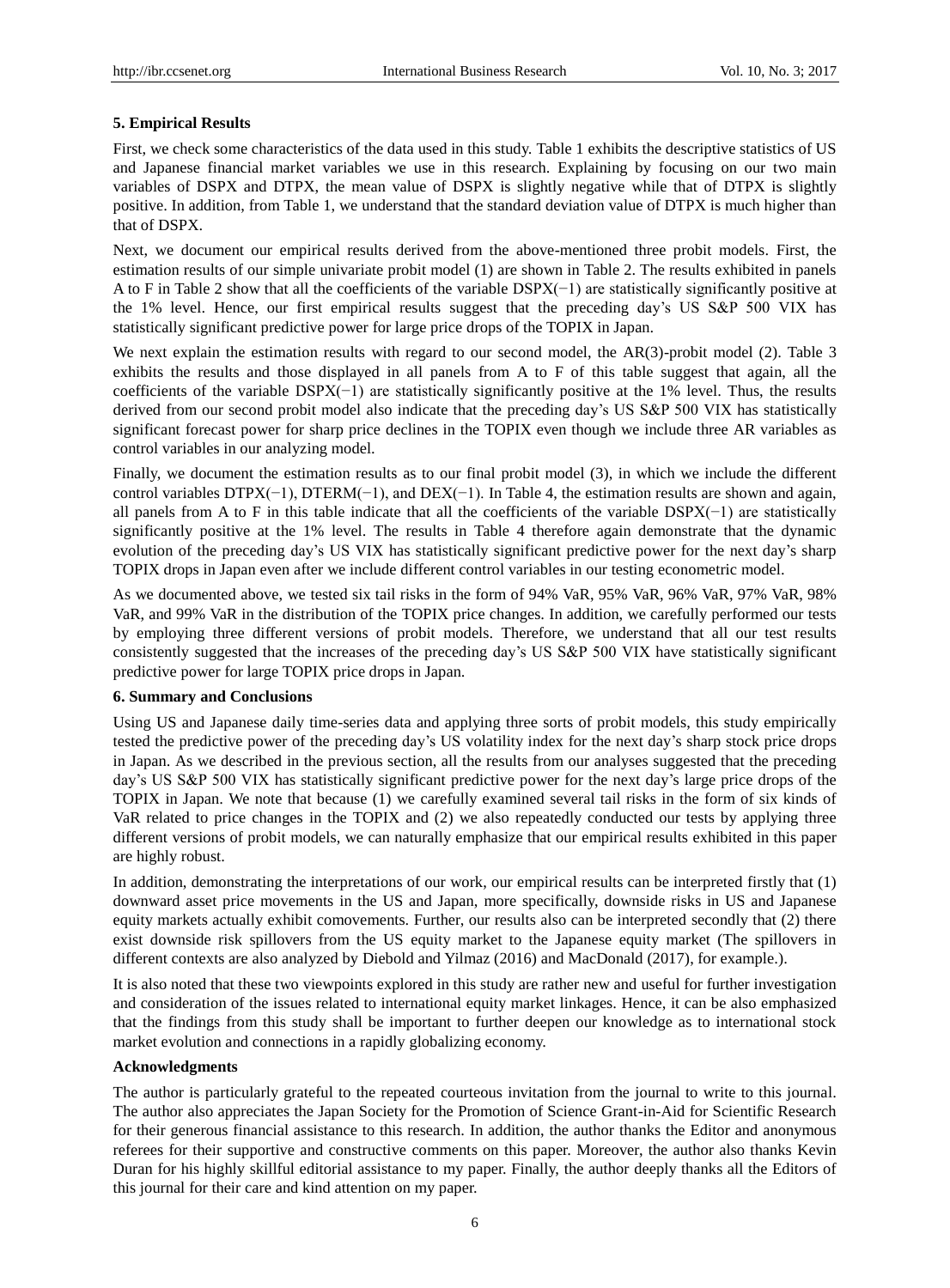## 5. Empirical Results

First, we check some characteristics of the data used in this study. Table 1 exhibits the descriptive statistics of US and Japanese financial market variables we use in this research. Explaining by focusing on our two main variables of DSPX and DTPX, the mean value of DSPX is slightly negative while that of DTPX is slightly positive. In addition, from Table 1, we understand that the standard deviation value of DTPX is much higher than that of DSPX.

Next, we document our empirical results derived from the above-mentioned three probit models. First, the estimation results of our simple univariate probit model (1) are shown in Table 2. The results exhibited in panels A to F in Table 2 show that all the coefficients of the variable DSPX(−1) are statistically significantly positive at the 1% level. Hence, our first empirical results suggest that the preceding day's US S&P 500 VIX has statistically significant predictive power for large price drops of the TOPIX in Japan.

We next explain the estimation results with regard to our second model, the AR(3)-probit model (2). Table 3 exhibits the results and those displayed in all panels from A to F of this table suggest that again, all the coefficients of the variable DSPX(−1) are statistically significantly positive at the 1% level. Thus, the results derived from our second probit model also indicate that the preceding day's US S&P 500 VIX has statistically significant forecast power for sharp price declines in the TOPIX even though we include three AR variables as control variables in our analyzing model.

Finally, we document the estimation results as to our final probit model (3), in which we include the different control variables DTPX(−1), DTERM(−1), and DEX(−1). In Table 4, the estimation results are shown and again, all panels from A to F in this table indicate that all the coefficients of the variable DSPX(−1) are statistically significantly positive at the 1% level. The results in Table 4 therefore again demonstrate that the dynamic evolution of the preceding day's US VIX has statistically significant predictive power for the next day's sharp TOPIX drops in Japan even after we include different control variables in our testing econometric model.

As we documented above, we tested six tail risks in the form of 94% VaR, 95% VaR, 96% VaR, 97% VaR, 98% VaR, and 99% VaR in the distribution of the TOPIX price changes. In addition, we carefully performed our tests by employing three different versions of probit models. Therefore, we understand that all our test results consistently suggested that the increases of the preceding day's US S&P 500 VIX have statistically significant predictive power for large TOPIX price drops in Japan.

## 6. Summary and Conclusions

Using US and Japanese daily time-series data and applying three sorts of probit models, this study empirically tested the predictive power of the preceding day's US volatility index for the next day's sharp stock price drops in Japan. As we described in the previous section, all the results from our analyses suggested that the preceding day's US S&P 500 VIX has statistically significant predictive power for the next day's large price drops of the TOPIX in Japan. We note that because (1) we carefully examined several tail risks in the form of six kinds of VaR related to price changes in the TOPIX and (2) we also repeatedly conducted our tests by applying three different versions of probit models, we can naturally emphasize that our empirical results exhibited in this paper are highly robust.

In addition, demonstrating the interpretations of our work, our empirical results can be interpreted firstly that (1) downward asset price movements in the US and Japan, more specifically, downside risks in US and Japanese equity markets actually exhibit comovements. Further, our results also can be interpreted secondly that (2) there exist downside risk spillovers from the US equity market to the Japanese equity market (The spillovers in different contexts are also analyzed by Diebold and Yilmaz (2016) and MacDonald (2017), for example.).

It is also noted that these two viewpoints explored in this study are rather new and useful for further investigation and consideration of the issues related to international equity market linkages. Hence, it can be also emphasized that the findings from this study shall be important to further deepen our knowledge as to international stock market evolution and connections in a rapidly globalizing economy.

## Acknowledgments

The author is particularly grateful to the repeated courteous invitation from the journal to write to this journal. The author also appreciates the Japan Society for the Promotion of Science Grant-in-Aid for Scientific Research for their generous financial assistance to this research. In addition, the author thanks the Editor and anonymous referees for their supportive and constructive comments on this paper. Moreover, the author also thanks Kevin Duran for his highly skillful editorial assistance to my paper. Finally, the author deeply thanks all the Editors of this journal for their care and kind attention on my paper.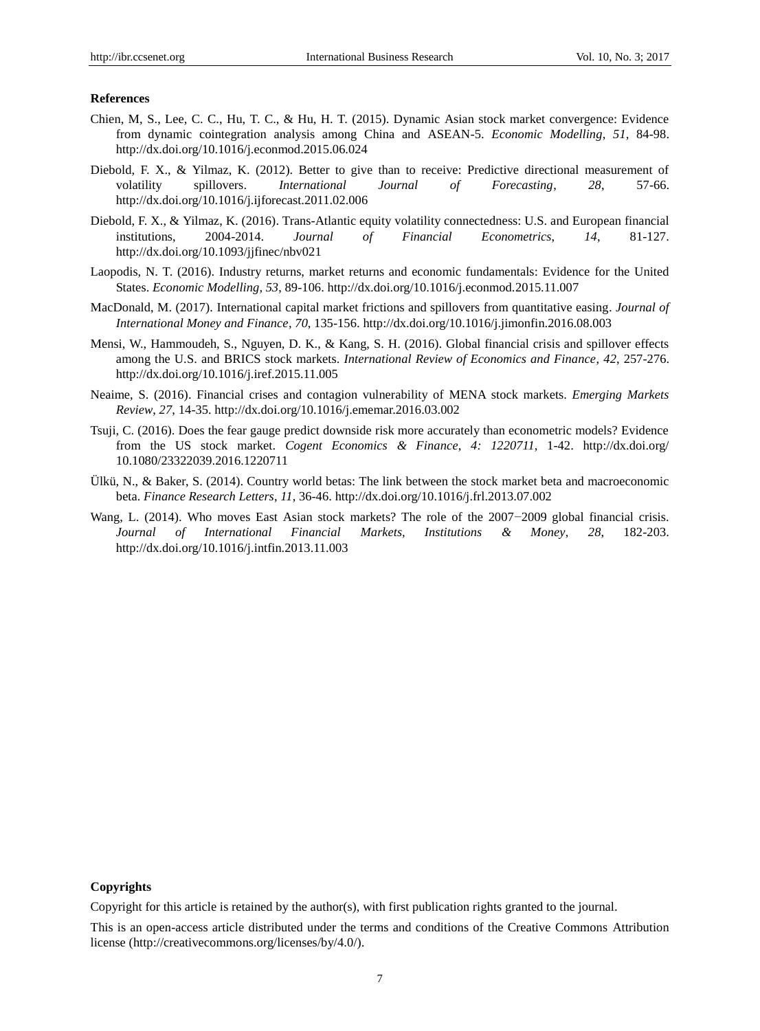**References**

Chien, M, S., Lee, C. C., Hu, T. C., & Hu, H. T. (2015). Dynamic Asian stock market convergence: Evidence from dynamic cointegration analysis among China and ASEAN-5. *Economic Modelling*, *51*, 84-98. http://dx.doi.org/10.1016/j.econmod.2015.06.024

Diebold, F. X., & Yilmaz, K. (2012). Better to give than to receive: Predictive directional measurement of volatility spillovers. *International Journal of Forecasting*, *28*, 57-66. http://dx.doi.org/10.1016/j.ijforecast.2011.02.006

Diebold, F. X., & Yilmaz, K. (2016). Trans-Atlantic equity volatility connectedness: U.S. and European financial institutions, 2004-2014. *Journal of Financial Econometrics*, *14*, 81-127. http://dx.doi.org/10.1093/jjfinec/nbv021

Laopodis, N. T. (2016). Industry returns, market returns and economic fundamentals: Evidence for the United States. *Economic Modelling, 53*, 89-106. http://dx.doi.org/10.1016/j.econmod.2015.11.007

MacDonald, M. (2017). International capital market frictions and spillovers from quantitative easing. *Journal of International Money and Finance*, *70*, 135-156. http://dx.doi.org/10.1016/j.jimonfin.2016.08.003

Mensi, W., Hammoudeh, S., Nguyen, D. K., & Kang, S. H. (2016). Global financial crisis and spillover effects among the U.S. and BRICS stock markets. *International Review of Economics and Finance*, *42*, 257-276. http://dx.doi.org/10.1016/j.iref.2015.11.005

Neaime, S. (2016). Financial crises and contagion vulnerability of MENA stock markets. *Emerging Markets Review*, *27*, 14-35. http://dx.doi.org/10.1016/j.ememar.2016.03.002

Tsuji, C. (2016). Does the fear gauge predict downside risk more accurately than econometric models? Evidence from the US stock market. *Cogent Economics & Finance*, *4: 1220711*, 1-42. http://dx.doi.org/ 10.1080/23322039.2016.1220711

Ülkü, N., & Baker, S. (2014). Country world betas: The link between the stock market beta and macroeconomic beta. *Finance Research Letters*, *11*, 36-46. http://dx.doi.org/10.1016/j.frl.2013.07.002

Wang, L. (2014). Who moves East Asian stock markets? The role of the 2007−2009 global financial crisis. *Journal of International Financial Markets, Institutions & Money*, *28*, 182-203. http://dx.doi.org/10.1016/j.intfin.2013.11.003

**Copyrights**

Copyright for this article is retained by the author(s), with first publication rights granted to the journal.

This is an open-access article distributed under the terms and conditions of the Creative Commons Attribution license (http://creativecommons.org/licenses/by/4.0/).